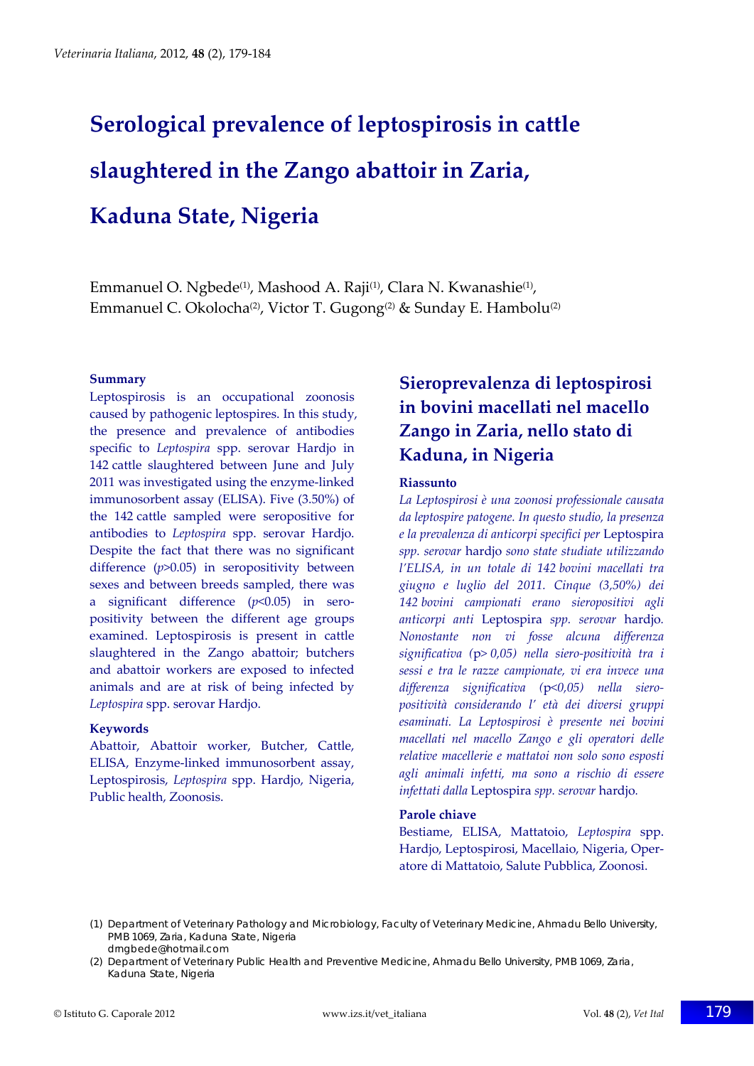# Serological prevalence of leptospirosis in cattle slaughtered in the Zango abattoir in Zaria, Kaduna State, Nigeria

Emmanuel O. Ngbede[(1)], Mashood A. Raji[(1)], Clara N. Kwanashie[(1)], Emmanuel C. Okolocha[(2)], Victor T. Gugong[(2)] & Sunday E. Hambolu[(2)]

### Summary

Leptospirosis is an occupational zoonosis caused by pathogenic leptospires. In this study, the presence and prevalence of antibodies specific to *Leptospira* spp. serovar Hardjo in 142 cattle slaughtered between June and July 2011 was investigated using the enzyme-linked immunosorbent assay (ELISA). Five (3.50%) of the 142 cattle sampled were seropositive for antibodies to *Leptospira* spp. serovar Hardjo. Despite the fact that there was no significant difference ($p$>0.05) in seropositivity between sexes and between breeds sampled, there was a significant difference ($p$<0.05) in seropositivity between the different age groups examined. Leptospirosis is present in cattle slaughtered in the Zango abattoir; butchers and abattoir workers are exposed to infected animals and are at risk of being infected by *Leptospira* spp. serovar Hardjo.

### Keywords

Abattoir, Abattoir worker, Butcher, Cattle, ELISA, Enzyme-linked immunosorbent assay, Leptospirosis, *Leptospira* spp. Hardjo, Nigeria, Public health, Zoonosis.

## Sieroprevalenza di leptospirosi in bovini macellati nel macello Zango in Zaria, nello stato di Kaduna, in Nigeria

### Riassunto

*La Leptospirosi è una zoonosi professionale causata da leptospire patogene. In questo studio, la presenza e la prevalenza di anticorpi specifici per* Leptospira *spp. serovar* hardjo *sono state studiate utilizzando l'ELISA, in un totale di 142 bovini macellati tra giugno e luglio del 2011. Cinque (3,50%) dei 142 bovini campionati erano sieropositivi agli anticorpi anti* Leptospira *spp. serovar* hardjo*. Nonostante non vi fosse alcuna differenza significativa* (p> 0,05) *nella siero-positività tra i sessi e tra le razze campionate, vi era invece una differenza significativa* (p<0,05) *nella siero-positività considerando l' età dei diversi gruppi esaminati. La Leptospirosi è presente nei bovini macellati nel macello Zango e gli operatori delle relative macellerie e mattatoi non solo sono esposti agli animali infetti, ma sono a rischio di essere infettati dalla* Leptospira *spp. serovar* hardjo*.*

### Parole chiave

Bestiame, ELISA, Mattatoio, *Leptospira* spp. Hardjo, Leptospirosi, Macellaio, Nigeria, Operatore di Mattatoio, Salute Pubblica, Zoonosi.

(1) Department of Veterinary Pathology and Microbiology, Faculty of Veterinary Medicine, Ahmadu Bello University, PMB 1069, Zaria, Kaduna State, Nigeria
dmgbede@hotmail.com

(2) Department of Veterinary Public Health and Preventive Medicine, Ahmadu Bello University, PMB 1069, Zaria, Kaduna State, Nigeria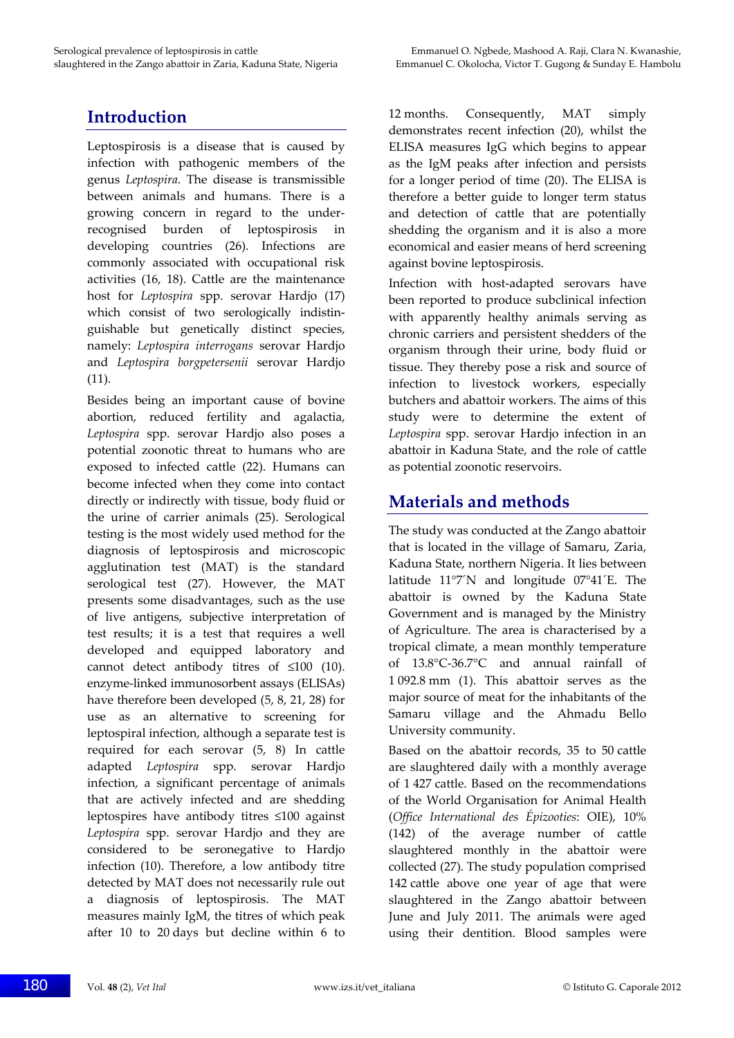## Introduction

Leptospirosis is a disease that is caused by infection with pathogenic members of the genus *Leptospira*. The disease is transmissible between animals and humans. There is a growing concern in regard to the under-recognised burden of leptospirosis in developing countries (26). Infections are commonly associated with occupational risk activities (16, 18). Cattle are the maintenance host for *Leptospira* spp. serovar Hardjo (17) which consist of two serologically indistinguishable but genetically distinct species, namely: *Leptospira interrogans* serovar Hardjo and *Leptospira borgpetersenii* serovar Hardjo (11).

Besides being an important cause of bovine abortion, reduced fertility and agalactia, *Leptospira* spp. serovar Hardjo also poses a potential zoonotic threat to humans who are exposed to infected cattle (22). Humans can become infected when they come into contact directly or indirectly with tissue, body fluid or the urine of carrier animals (25). Serological testing is the most widely used method for the diagnosis of leptospirosis and microscopic agglutination test (MAT) is the standard serological test (27). However, the MAT presents some disadvantages, such as the use of live antigens, subjective interpretation of test results; it is a test that requires a well developed and equipped laboratory and cannot detect antibody titres of ≤100 (10). enzyme-linked immunosorbent assays (ELISAs) have therefore been developed (5, 8, 21, 28) for use as an alternative to screening for leptospiral infection, although a separate test is required for each serovar (5, 8) In cattle adapted *Leptospira* spp. serovar Hardjo infection, a significant percentage of animals that are actively infected and are shedding leptospires have antibody titres ≤100 against *Leptospira* spp. serovar Hardjo and they are considered to be seronegative to Hardjo infection (10). Therefore, a low antibody titre detected by MAT does not necessarily rule out a diagnosis of leptospirosis. The MAT measures mainly IgM, the titres of which peak after 10 to 20 days but decline within 6 to 12 months. Consequently, MAT simply demonstrates recent infection (20), whilst the ELISA measures IgG which begins to appear as the IgM peaks after infection and persists for a longer period of time (20). The ELISA is therefore a better guide to longer term status and detection of cattle that are potentially shedding the organism and it is also a more economical and easier means of herd screening against bovine leptospirosis.

Infection with host-adapted serovars have been reported to produce subclinical infection with apparently healthy animals serving as chronic carriers and persistent shedders of the organism through their urine, body fluid or tissue. They thereby pose a risk and source of infection to livestock workers, especially butchers and abattoir workers. The aims of this study were to determine the extent of *Leptospira* spp. serovar Hardjo infection in an abattoir in Kaduna State, and the role of cattle as potential zoonotic reservoirs.

## Materials and methods

The study was conducted at the Zango abattoir that is located in the village of Samaru, Zaria, Kaduna State, northern Nigeria. It lies between latitude 11°7′N and longitude 07°41′E. The abattoir is owned by the Kaduna State Government and is managed by the Ministry of Agriculture. The area is characterised by a tropical climate, a mean monthly temperature of 13.8°C-36.7°C and annual rainfall of 1 092.8 mm (1). This abattoir serves as the major source of meat for the inhabitants of the Samaru village and the Ahmadu Bello University community.

Based on the abattoir records, 35 to 50 cattle are slaughtered daily with a monthly average of 1 427 cattle. Based on the recommendations of the World Organisation for Animal Health (*Office International des Épizooties*: OIE), 10% (142) of the average number of cattle slaughtered monthly in the abattoir were collected (27). The study population comprised 142 cattle above one year of age that were slaughtered in the Zango abattoir between June and July 2011. The animals were aged using their dentition. Blood samples were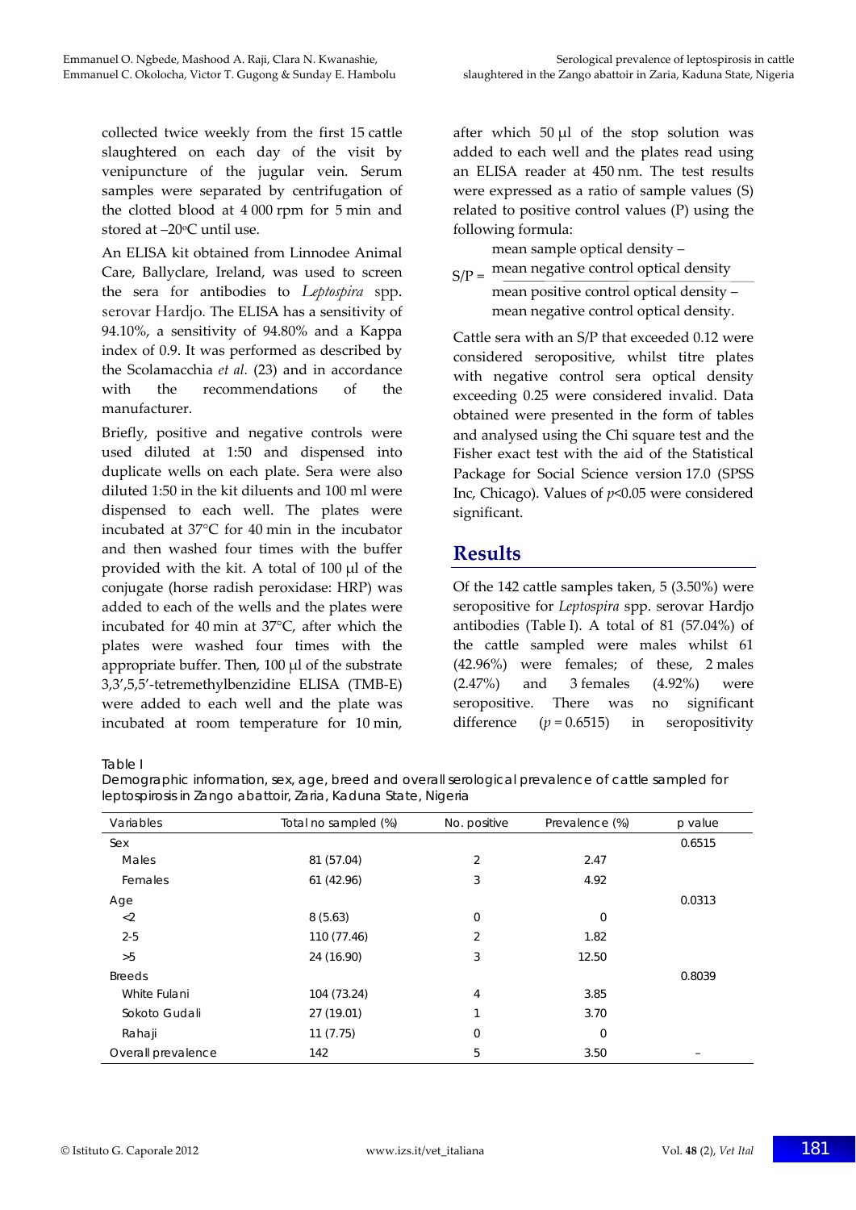collected twice weekly from the first 15 cattle slaughtered on each day of the visit by venipuncture of the jugular vein. Serum samples were separated by centrifugation of the clotted blood at 4 000 rpm for 5 min and stored at –20°C until use.

An ELISA kit obtained from Linnodee Animal Care, Ballyclare, Ireland, was used to screen the sera for antibodies to *Leptospira* spp. serovar Hardjo. The ELISA has a sensitivity of 94.10%, a sensitivity of 94.80% and a Kappa index of 0.9. It was performed as described by the Scolamacchia *et al.* (23) and in accordance with the recommendations of the manufacturer.

Briefly, positive and negative controls were used diluted at 1:50 and dispensed into duplicate wells on each plate. Sera were also diluted 1:50 in the kit diluents and 100 ml were dispensed to each well. The plates were incubated at 37°C for 40 min in the incubator and then washed four times with the buffer provided with the kit. A total of 100 μl of the conjugate (horse radish peroxidase: HRP) was added to each of the wells and the plates were incubated for 40 min at 37°C, after which the plates were washed four times with the appropriate buffer. Then, 100 μl of the substrate 3,3',5,5'-tetremethylbenzidine ELISA (TMB-E) were added to each well and the plate was incubated at room temperature for 10 min, after which 50 μl of the stop solution was added to each well and the plates read using an ELISA reader at 450 nm. The test results were expressed as a ratio of sample values (S) related to positive control values (P) using the following formula:

$$S/P = \frac{\text{mean sample optical density} - \text{mean negative control optical density}}{\text{mean positive control optical density} - \text{mean negative control optical density.}}$$

Cattle sera with an S/P that exceeded 0.12 were considered seropositive, whilst titre plates with negative control sera optical density exceeding 0.25 were considered invalid. Data obtained were presented in the form of tables and analysed using the Chi square test and the Fisher exact test with the aid of the Statistical Package for Social Science version 17.0 (SPSS Inc, Chicago). Values of $p<0.05$ were considered significant.

## Results

Of the 142 cattle samples taken, 5 (3.50%) were seropositive for *Leptospira* spp. serovar Hardjo antibodies (Table I). A total of 81 (57.04%) of the cattle sampled were males whilst 61 (42.96%) were females; of these, 2 males (2.47%) and 3 females (4.92%) were seropositive. There was no significant difference ($p = 0.6515$) in seropositivity

Table I
Demographic information, sex, age, breed and overall serological prevalence of cattle sampled for leptospirosis in Zango abattoir, Zaria, Kaduna State, Nigeria

| Variables | Total no sampled (%) | No. positive | Prevalence (%) | p value |
|---|---|---|---|---|
| Sex | | | | 0.6515 |
| Males | 81 (57.04) | 2 | 2.47 | |
| Females | 61 (42.96) | 3 | 4.92 | |
| Age | | | | 0.0313 |
| <2 | 8 (5.63) | 0 | 0 | |
| 2-5 | 110 (77.46) | 2 | 1.82 | |
| >5 | 24 (16.90) | 3 | 12.50 | |
| Breeds | | | | 0.8039 |
| White Fulani | 104 (73.24) | 4 | 3.85 | |
| Sokoto Gudali | 27 (19.01) | 1 | 3.70 | |
| Rahaji | 11 (7.75) | 0 | 0 | |
| Overall prevalence | 142 | 5 | 3.50 | – |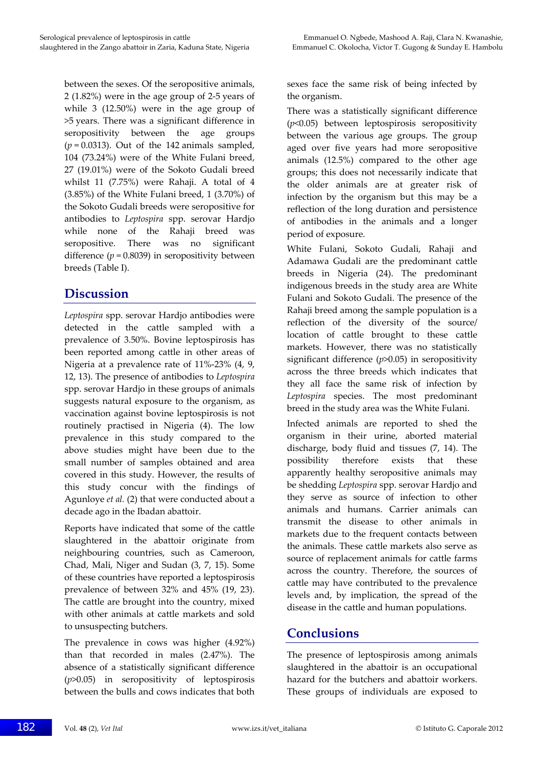between the sexes. Of the seropositive animals, 2 (1.82%) were in the age group of 2-5 years of while 3 (12.50%) were in the age group of >5 years. There was a significant difference in seropositivity between the age groups ($p = 0.0313$). Out of the 142 animals sampled, 104 (73.24%) were of the White Fulani breed, 27 (19.01%) were of the Sokoto Gudali breed whilst 11 (7.75%) were Rahaji. A total of 4 (3.85%) of the White Fulani breed, 1 (3.70%) of the Sokoto Gudali breeds were seropositive for antibodies to *Leptospira* spp. serovar Hardjo while none of the Rahaji breed was seropositive. There was no significant difference ($p = 0.8039$) in seropositivity between breeds (Table I).

## Discussion

*Leptospira* spp. serovar Hardjo antibodies were detected in the cattle sampled with a prevalence of 3.50%. Bovine leptospirosis has been reported among cattle in other areas of Nigeria at a prevalence rate of 11%-23% (4, 9, 12, 13). The presence of antibodies to *Leptospira* spp. serovar Hardjo in these groups of animals suggests natural exposure to the organism, as vaccination against bovine leptospirosis is not routinely practised in Nigeria (4). The low prevalence in this study compared to the above studies might have been due to the small number of samples obtained and area covered in this study. However, the results of this study concur with the findings of Agunloye *et al.* (2) that were conducted about a decade ago in the Ibadan abattoir.

Reports have indicated that some of the cattle slaughtered in the abattoir originate from neighbouring countries, such as Cameroon, Chad, Mali, Niger and Sudan (3, 7, 15). Some of these countries have reported a leptospirosis prevalence of between 32% and 45% (19, 23). The cattle are brought into the country, mixed with other animals at cattle markets and sold to unsuspecting butchers.

The prevalence in cows was higher (4.92%) than that recorded in males (2.47%). The absence of a statistically significant difference ($p>0.05$) in seropositivity of leptospirosis between the bulls and cows indicates that both sexes face the same risk of being infected by the organism.

There was a statistically significant difference ($p<0.05$) between leptospirosis seropositivity between the various age groups. The group aged over five years had more seropositive animals (12.5%) compared to the other age groups; this does not necessarily indicate that the older animals are at greater risk of infection by the organism but this may be a reflection of the long duration and persistence of antibodies in the animals and a longer period of exposure.

White Fulani, Sokoto Gudali, Rahaji and Adamawa Gudali are the predominant cattle breeds in Nigeria (24). The predominant indigenous breeds in the study area are White Fulani and Sokoto Gudali. The presence of the Rahaji breed among the sample population is a reflection of the diversity of the source/location of cattle brought to these cattle markets. However, there was no statistically significant difference ($p>0.05$) in seropositivity across the three breeds which indicates that they all face the same risk of infection by *Leptospira* species. The most predominant breed in the study area was the White Fulani.

Infected animals are reported to shed the organism in their urine, aborted material discharge, body fluid and tissues (7, 14). The possibility therefore exists that these apparently healthy seropositive animals may be shedding *Leptospira* spp. serovar Hardjo and they serve as source of infection to other animals and humans. Carrier animals can transmit the disease to other animals in markets due to the frequent contacts between the animals. These cattle markets also serve as source of replacement animals for cattle farms across the country. Therefore, the sources of cattle may have contributed to the prevalence levels and, by implication, the spread of the disease in the cattle and human populations.

## Conclusions

The presence of leptospirosis among animals slaughtered in the abattoir is an occupational hazard for the butchers and abattoir workers. These groups of individuals are exposed to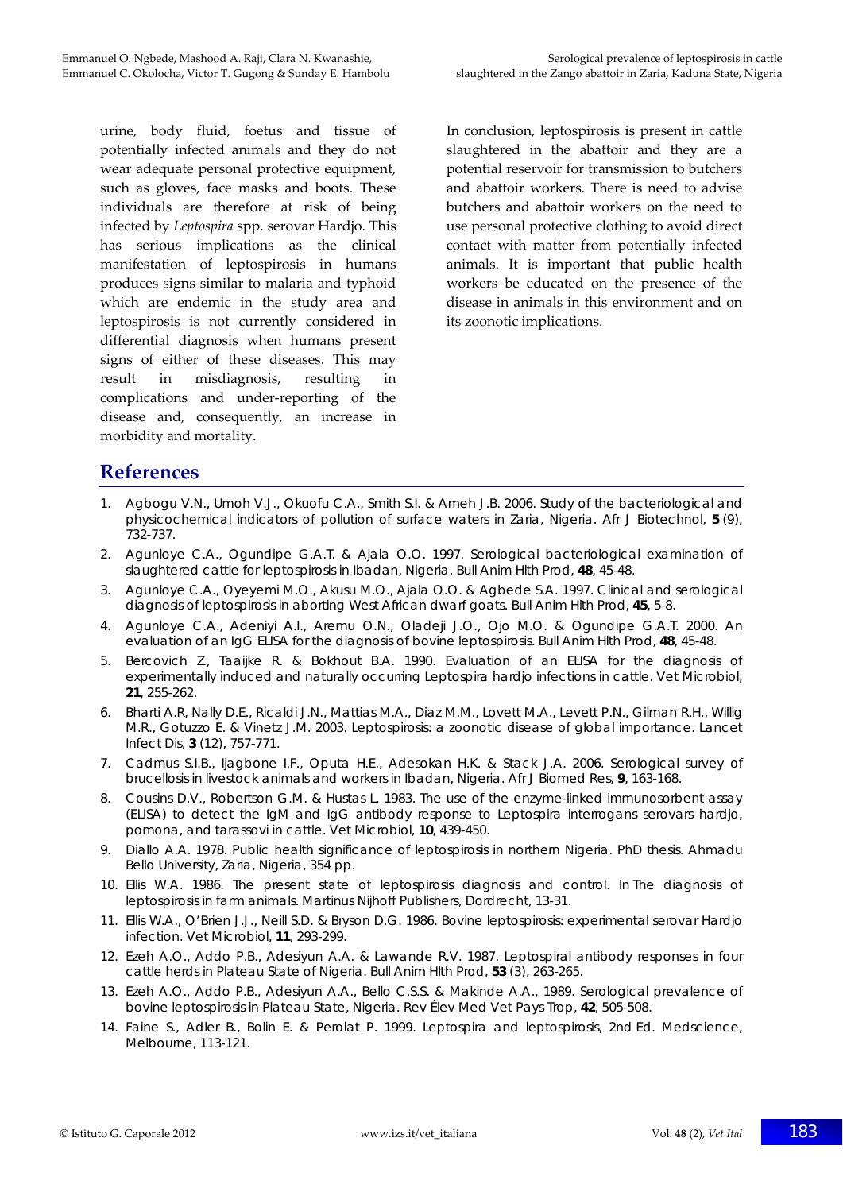urine, body fluid, foetus and tissue of potentially infected animals and they do not wear adequate personal protective equipment, such as gloves, face masks and boots. These individuals are therefore at risk of being infected by *Leptospira* spp. serovar Hardjo. This has serious implications as the clinical manifestation of leptospirosis in humans produces signs similar to malaria and typhoid which are endemic in the study area and leptospirosis is not currently considered in differential diagnosis when humans present signs of either of these diseases. This may result in misdiagnosis, resulting in complications and under-reporting of the disease and, consequently, an increase in morbidity and mortality.

In conclusion, leptospirosis is present in cattle slaughtered in the abattoir and they are a potential reservoir for transmission to butchers and abattoir workers. There is need to advise butchers and abattoir workers on the need to use personal protective clothing to avoid direct contact with matter from potentially infected animals. It is important that public health workers be educated on the presence of the disease in animals in this environment and on its zoonotic implications.

## References

1. Agbogu V.N., Umoh V.J., Okuofu C.A., Smith S.I. & Ameh J.B. 2006. Study of the bacteriological and physicochemical indicators of pollution of surface waters in Zaria, Nigeria. Afr J Biotechnol, **5** (9), 732-737.
2. Agunloye C.A., Ogundipe G.A.T. & Ajala O.O. 1997. Serological bacteriological examination of slaughtered cattle for leptospirosis in Ibadan, Nigeria. Bull Anim Hlth Prod, **48**, 45-48.
3. Agunloye C.A., Oyeyemi M.O., Akusu M.O., Ajala O.O. & Agbede S.A. 1997. Clinical and serological diagnosis of leptospirosis in aborting West African dwarf goats. Bull Anim Hlth Prod, **45**, 5-8.
4. Agunloye C.A., Adeniyi A.I., Aremu O.N., Oladeji J.O., Ojo M.O. & Ogundipe G.A.T. 2000. An evaluation of an IgG ELISA for the diagnosis of bovine leptospirosis. Bull Anim Hlth Prod, **48**, 45-48.
5. Bercovich Z., Taaijke R. & Bokhout B.A. 1990. Evaluation of an ELISA for the diagnosis of experimentally induced and naturally occurring Leptospira hardjo infections in cattle. Vet Microbiol, **21**, 255-262.
6. Bharti A.R, Nally D.E., Ricaldi J.N., Mattias M.A., Diaz M.M., Lovett M.A., Levett P.N., Gilman R.H., Willig M.R., Gotuzzo E. & Vinetz J.M. 2003. Leptospirosis: a zoonotic disease of global importance. Lancet Infect Dis, **3** (12), 757-771.
7. Cadmus S.I.B., Ijagbone I.F., Oputa H.E., Adesokan H.K. & Stack J.A. 2006. Serological survey of brucellosis in livestock animals and workers in Ibadan, Nigeria. Afr J Biomed Res, **9**, 163-168.
8. Cousins D.V., Robertson G.M. & Hustas L. 1983. The use of the enzyme-linked immunosorbent assay (ELISA) to detect the IgM and IgG antibody response to Leptospira interrogans serovars hardjo, pomona, and tarassovi in cattle. Vet Microbiol, **10**, 439-450.
9. Diallo A.A. 1978. Public health significance of leptospirosis in northern Nigeria. PhD thesis. Ahmadu Bello University, Zaria, Nigeria, 354 pp.
10. Ellis W.A. 1986. The present state of leptospirosis diagnosis and control. In The diagnosis of leptospirosis in farm animals. Martinus Nijhoff Publishers, Dordrecht, 13-31.
11. Ellis W.A., O'Brien J.J., Neill S.D. & Bryson D.G. 1986. Bovine leptospirosis: experimental serovar Hardjo infection. Vet Microbiol, **11**, 293-299.
12. Ezeh A.O., Addo P.B., Adesiyun A.A. & Lawande R.V. 1987. Leptospiral antibody responses in four cattle herds in Plateau State of Nigeria. Bull Anim Hlth Prod, **53** (3), 263-265.
13. Ezeh A.O., Addo P.B., Adesiyun A.A., Bello C.S.S. & Makinde A.A., 1989. Serological prevalence of bovine leptospirosis in Plateau State, Nigeria. Rev Élev Med Vet Pays Trop, **42**, 505-508.
14. Faine S., Adler B., Bolin E. & Perolat P. 1999. Leptospira and leptospirosis, 2nd Ed. Medscience, Melbourne, 113-121.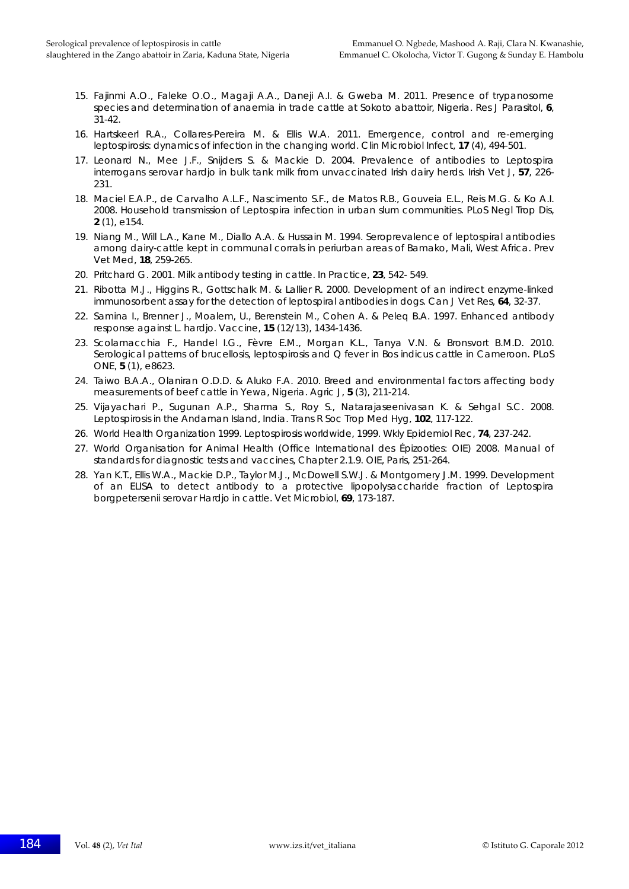15. Fajinmi A.O., Faleke O.O., Magaji A.A., Daneji A.I. & Gweba M. 2011. Presence of trypanosome species and determination of anaemia in trade cattle at Sokoto abattoir, Nigeria. Res J Parasitol, **6**, 31-42.
16. Hartskeerl R.A., Collares-Pereira M. & Ellis W.A. 2011. Emergence, control and re-emerging leptospirosis: dynamics of infection in the changing world. Clin Microbiol Infect, **17** (4), 494-501.
17. Leonard N., Mee J.F., Snijders S. & Mackie D. 2004. Prevalence of antibodies to Leptospira interrogans serovar hardjo in bulk tank milk from unvaccinated Irish dairy herds. Irish Vet J, **57**, 226-231.
18. Maciel E.A.P., de Carvalho A.L.F., Nascimento S.F., de Matos R.B., Gouveia E.L., Reis M.G. & Ko A.I. 2008. Household transmission of Leptospira infection in urban slum communities. PLoS Negl Trop Dis, **2** (1), e154.
19. Niang M., Will L.A., Kane M., Diallo A.A. & Hussain M. 1994. Seroprevalence of leptospiral antibodies among dairy-cattle kept in communal corrals in periurban areas of Bamako, Mali, West Africa. Prev Vet Med, **18**, 259-265.
20. Pritchard G. 2001. Milk antibody testing in cattle. In Practice, **23**, 542- 549.
21. Ribotta M.J., Higgins R., Gottschalk M. & Lallier R. 2000. Development of an indirect enzyme-linked immunosorbent assay for the detection of leptospiral antibodies in dogs. Can J Vet Res, **64**, 32-37.
22. Samina I., Brenner J., Moalem, U., Berenstein M., Cohen A. & Peleq B.A. 1997. Enhanced antibody response against L. hardjo. Vaccine, **15** (12/13), 1434-1436.
23. Scolamacchia F., Handel I.G., Fèvre E.M., Morgan K.L., Tanya V.N. & Bronsvort B.M.D. 2010. Serological patterns of brucellosis, leptospirosis and Q fever in Bos indicus cattle in Cameroon. PLoS ONE, **5** (1), e8623.
24. Taiwo B.A.A., Olaniran O.D.D. & Aluko F.A. 2010. Breed and environmental factors affecting body measurements of beef cattle in Yewa, Nigeria. Agric J, **5** (3), 211-214.
25. Vijayachari P., Sugunan A.P., Sharma S., Roy S., Natarajaseenivasan K. & Sehgal S.C. 2008. Leptospirosis in the Andaman Island, India. Trans R Soc Trop Med Hyg, **102**, 117-122.
26. World Health Organization 1999. Leptospirosis worldwide, 1999. Wkly Epidemiol Rec, **74**, 237-242.
27. World Organisation for Animal Health (Office International des Épizooties: OIE) 2008. Manual of standards for diagnostic tests and vaccines, Chapter 2.1.9. OIE, Paris, 251-264.
28. Yan K.T., Ellis W.A., Mackie D.P., Taylor M.J., McDowell S.W.J. & Montgomery J.M. 1999. Development of an ELISA to detect antibody to a protective lipopolysaccharide fraction of Leptospira borgpetersenii serovar Hardjo in cattle. Vet Microbiol, **69**, 173-187.